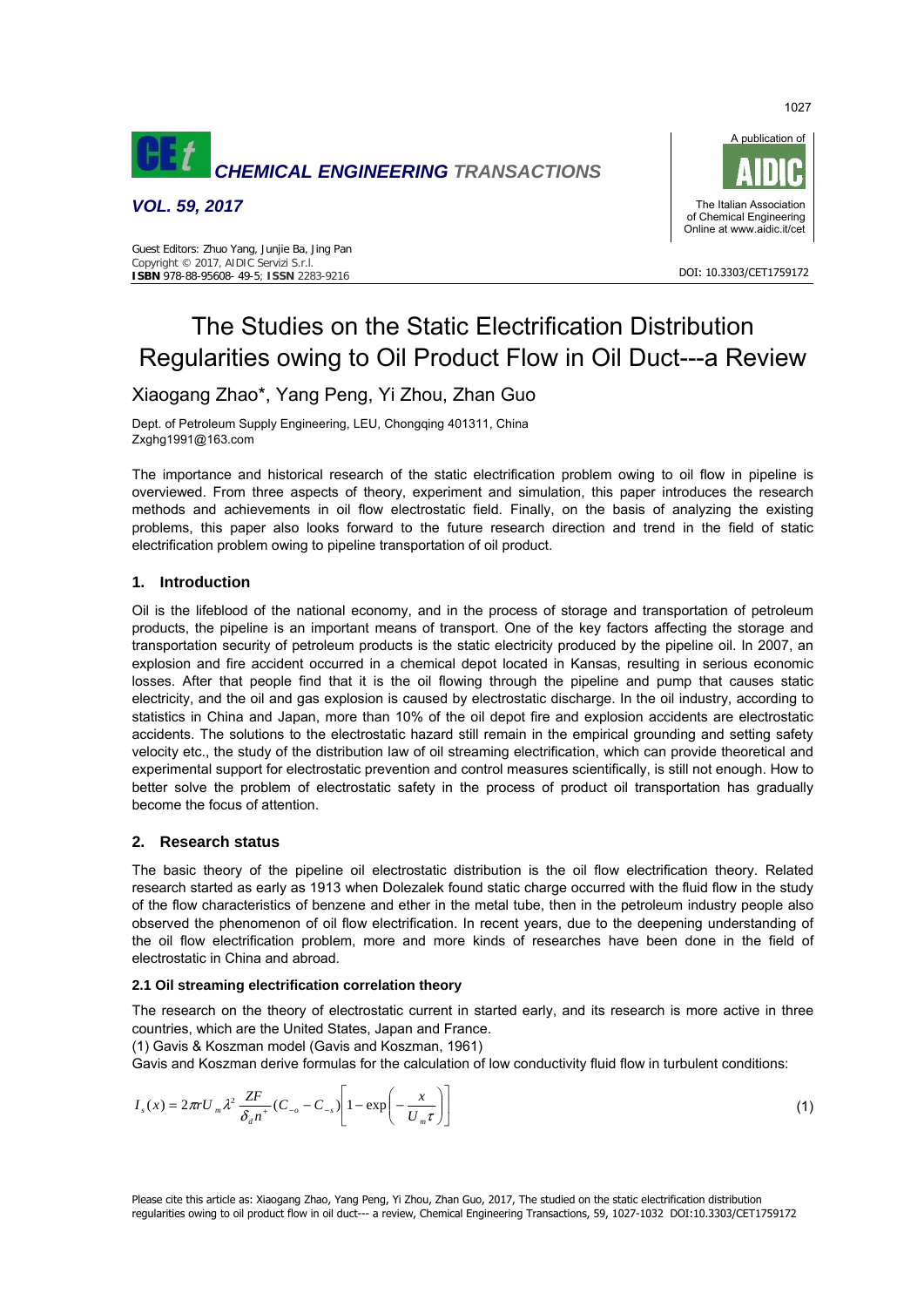# The Studies on the Static Electrification Distribution Regularities owing to Oil Product Flow in Oil Duct---a Review

Xiaogang Zhao*, Yang Peng, Yi Zhou, Zhan Guo

Dept. of Petroleum Supply Engineering, LEU, Chongqing 401311, China
Zxghg1991@163.com

The importance and historical research of the static electrification problem owing to oil flow in pipeline is overviewed. From three aspects of theory, experiment and simulation, this paper introduces the research methods and achievements in oil flow electrostatic field. Finally, on the basis of analyzing the existing problems, this paper also looks forward to the future research direction and trend in the field of static electrification problem owing to pipeline transportation of oil product.

## 1. Introduction

Oil is the lifeblood of the national economy, and in the process of storage and transportation of petroleum products, the pipeline is an important means of transport. One of the key factors affecting the storage and transportation security of petroleum products is the static electricity produced by the pipeline oil. In 2007, an explosion and fire accident occurred in a chemical depot located in Kansas, resulting in serious economic losses. After that people find that it is the oil flowing through the pipeline and pump that causes static electricity, and the oil and gas explosion is caused by electrostatic discharge. In the oil industry, according to statistics in China and Japan, more than 10% of the oil depot fire and explosion accidents are electrostatic accidents. The solutions to the electrostatic hazard still remain in the empirical grounding and setting safety velocity etc., the study of the distribution law of oil streaming electrification, which can provide theoretical and experimental support for electrostatic prevention and control measures scientifically, is still not enough. How to better solve the problem of electrostatic safety in the process of product oil transportation has gradually become the focus of attention.

## 2. Research status

The basic theory of the pipeline oil electrostatic distribution is the oil flow electrification theory. Related research started as early as 1913 when Dolezalek found static charge occurred with the fluid flow in the study of the flow characteristics of benzene and ether in the metal tube, then in the petroleum industry people also observed the phenomenon of oil flow electrification. In recent years, due to the deepening understanding of the oil flow electrification problem, more and more kinds of researches have been done in the field of electrostatic in China and abroad.

### 2.1 Oil streaming electrification correlation theory

The research on the theory of electrostatic current in started early, and its research is more active in three countries, which are the United States, Japan and France.

(1) Gavis & Koszman model (Gavis and Koszman, 1961)

Gavis and Koszman derive formulas for the calculation of low conductivity fluid flow in turbulent conditions:

$$I_s(x) = 2\pi r U_m \lambda^2 \frac{ZF}{\delta_d n^+}(C_{-o} - C_{-s})\left[1 - \exp\left(-\frac{x}{U_m \tau}\right)\right] \tag{1}$$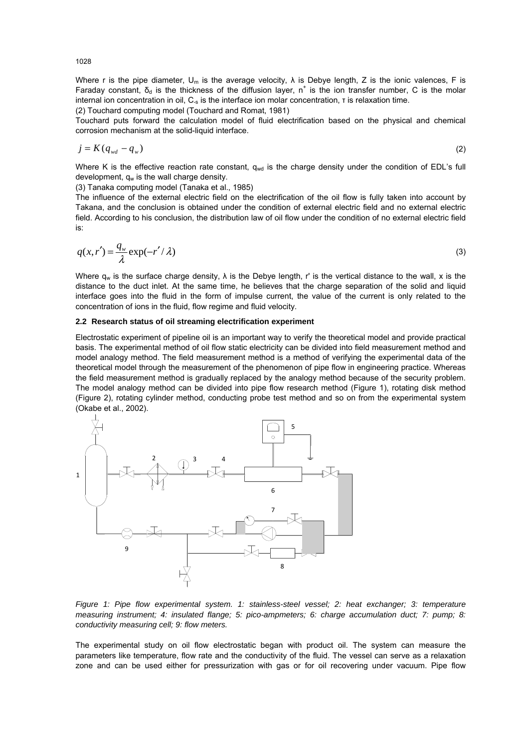Where r is the pipe diameter, $U_m$ is the average velocity, λ is Debye length, Z is the ionic valences, F is Faraday constant, $\delta_d$ is the thickness of the diffusion layer, $n^+$ is the ion transfer number, C is the molar internal ion concentration in oil, $C_{-s}$ is the interface ion molar concentration, τ is relaxation time.

(2) Touchard computing model (Touchard and Romat, 1981)

Touchard puts forward the calculation model of fluid electrification based on the physical and chemical corrosion mechanism at the solid-liquid interface.

$$j = K(q_{wd} - q_w) \tag{2}$$

Where K is the effective reaction rate constant, $q_{wd}$ is the charge density under the condition of EDL's full development, $q_w$ is the wall charge density.

(3) Tanaka computing model (Tanaka et al., 1985)

The influence of the external electric field on the electrification of the oil flow is fully taken into account by Takana, and the conclusion is obtained under the condition of external electric field and no external electric field. According to his conclusion, the distribution law of oil flow under the condition of no external electric field is:

$$q(x, r') = \frac{q_w}{\lambda}\exp(-r'/\lambda) \tag{3}$$

Where $q_w$ is the surface charge density, λ is the Debye length, r' is the vertical distance to the wall, x is the distance to the duct inlet. At the same time, he believes that the charge separation of the solid and liquid interface goes into the fluid in the form of impulse current, the value of the current is only related to the concentration of ions in the fluid, flow regime and fluid velocity.

### 2.2 Research status of oil streaming electrification experiment

Electrostatic experiment of pipeline oil is an important way to verify the theoretical model and provide practical basis. The experimental method of oil flow static electricity can be divided into field measurement method and model analogy method. The field measurement method is a method of verifying the experimental data of the theoretical model through the measurement of the phenomenon of pipe flow in engineering practice. Whereas the field measurement method is gradually replaced by the analogy method because of the security problem. The model analogy method can be divided into pipe flow research method (Figure 1), rotating disk method (Figure 2), rotating cylinder method, conducting probe test method and so on from the experimental system (Okabe et al., 2002).

*Figure 1: Pipe flow experimental system. 1: stainless-steel vessel; 2: heat exchanger; 3: temperature measuring instrument; 4: insulated flange; 5: pico-ampmeters; 6: charge accumulation duct; 7: pump; 8: conductivity measuring cell; 9: flow meters.*

The experimental study on oil flow electrostatic began with product oil. The system can measure the parameters like temperature, flow rate and the conductivity of the fluid. The vessel can serve as a relaxation zone and can be used either for pressurization with gas or for oil recovering under vacuum. Pipe flow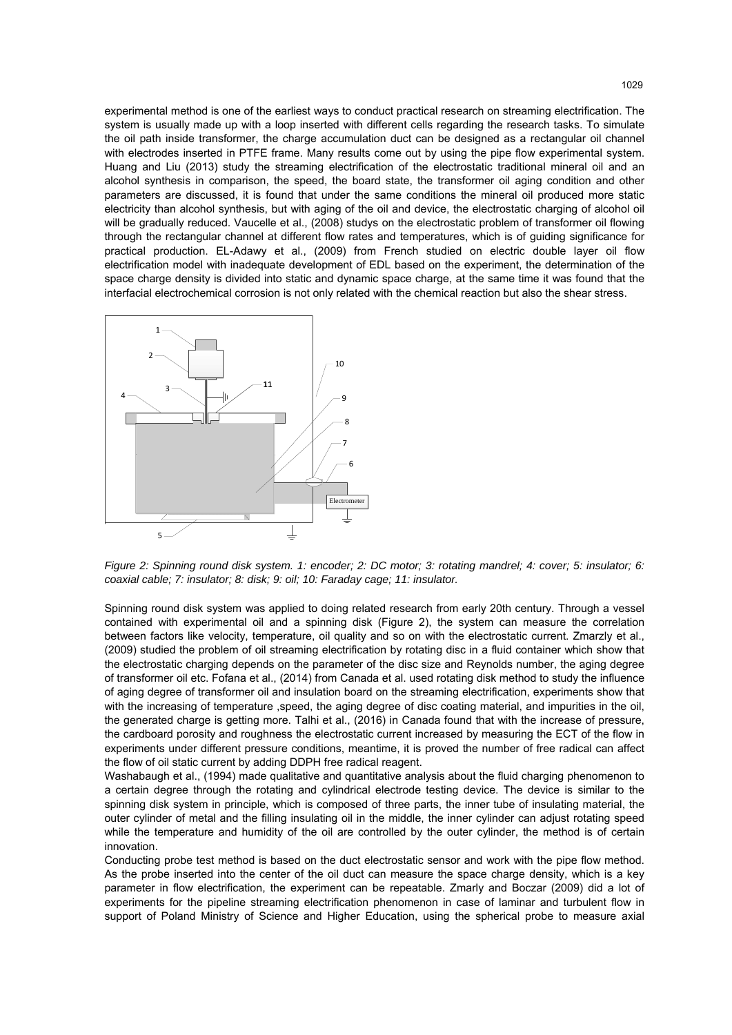experimental method is one of the earliest ways to conduct practical research on streaming electrification. The system is usually made up with a loop inserted with different cells regarding the research tasks. To simulate the oil path inside transformer, the charge accumulation duct can be designed as a rectangular oil channel with electrodes inserted in PTFE frame. Many results come out by using the pipe flow experimental system. Huang and Liu (2013) study the streaming electrification of the electrostatic traditional mineral oil and an alcohol synthesis in comparison, the speed, the board state, the transformer oil aging condition and other parameters are discussed, it is found that under the same conditions the mineral oil produced more static electricity than alcohol synthesis, but with aging of the oil and device, the electrostatic charging of alcohol oil will be gradually reduced. Vaucelle et al., (2008) studys on the electrostatic problem of transformer oil flowing through the rectangular channel at different flow rates and temperatures, which is of guiding significance for practical production. EL-Adawy et al., (2009) from French studied on electric double layer oil flow electrification model with inadequate development of EDL based on the experiment, the determination of the space charge density is divided into static and dynamic space charge, at the same time it was found that the interfacial electrochemical corrosion is not only related with the chemical reaction but also the shear stress.

*Figure 2: Spinning round disk system. 1: encoder; 2: DC motor; 3: rotating mandrel; 4: cover; 5: insulator; 6: coaxial cable; 7: insulator; 8: disk; 9: oil; 10: Faraday cage; 11: insulator.*

Spinning round disk system was applied to doing related research from early 20th century. Through a vessel contained with experimental oil and a spinning disk (Figure 2), the system can measure the correlation between factors like velocity, temperature, oil quality and so on with the electrostatic current. Zmarzly et al., (2009) studied the problem of oil streaming electrification by rotating disc in a fluid container which show that the electrostatic charging depends on the parameter of the disc size and Reynolds number, the aging degree of transformer oil etc. Fofana et al., (2014) from Canada et al. used rotating disk method to study the influence of aging degree of transformer oil and insulation board on the streaming electrification, experiments show that with the increasing of temperature ,speed, the aging degree of disc coating material, and impurities in the oil, the generated charge is getting more. Talhi et al., (2016) in Canada found that with the increase of pressure, the cardboard porosity and roughness the electrostatic current increased by measuring the ECT of the flow in experiments under different pressure conditions, meantime, it is proved the number of free radical can affect the flow of oil static current by adding DDPH free radical reagent.

Washabaugh et al., (1994) made qualitative and quantitative analysis about the fluid charging phenomenon to a certain degree through the rotating and cylindrical electrode testing device. The device is similar to the spinning disk system in principle, which is composed of three parts, the inner tube of insulating material, the outer cylinder of metal and the filling insulating oil in the middle, the inner cylinder can adjust rotating speed while the temperature and humidity of the oil are controlled by the outer cylinder, the method is of certain innovation.

Conducting probe test method is based on the duct electrostatic sensor and work with the pipe flow method. As the probe inserted into the center of the oil duct can measure the space charge density, which is a key parameter in flow electrification, the experiment can be repeatable. Zmarly and Boczar (2009) did a lot of experiments for the pipeline streaming electrification phenomenon in case of laminar and turbulent flow in support of Poland Ministry of Science and Higher Education, using the spherical probe to measure axial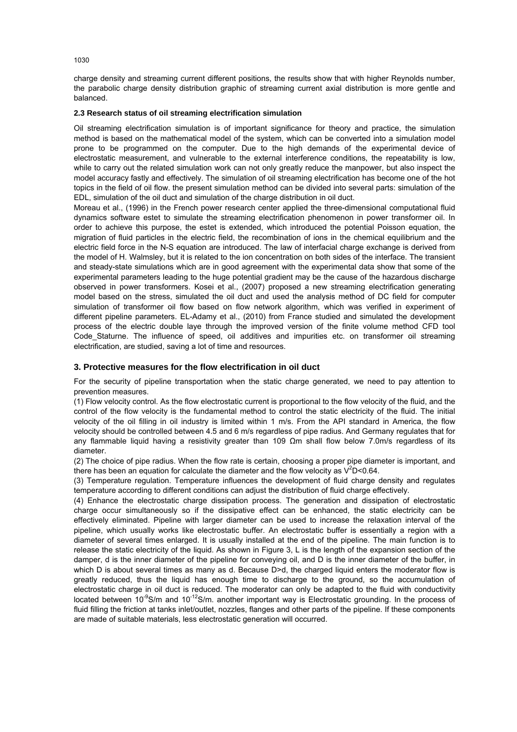charge density and streaming current different positions, the results show that with higher Reynolds number, the parabolic charge density distribution graphic of streaming current axial distribution is more gentle and balanced.

### 2.3 Research status of oil streaming electrification simulation

Oil streaming electrification simulation is of important significance for theory and practice, the simulation method is based on the mathematical model of the system, which can be converted into a simulation model prone to be programmed on the computer. Due to the high demands of the experimental device of electrostatic measurement, and vulnerable to the external interference conditions, the repeatability is low, while to carry out the related simulation work can not only greatly reduce the manpower, but also inspect the model accuracy fastly and effectively. The simulation of oil streaming electrification has become one of the hot topics in the field of oil flow. the present simulation method can be divided into several parts: simulation of the EDL, simulation of the oil duct and simulation of the charge distribution in oil duct.

Moreau et al., (1996) in the French power research center applied the three-dimensional computational fluid dynamics software estet to simulate the streaming electrification phenomenon in power transformer oil. In order to achieve this purpose, the estet is extended, which introduced the potential Poisson equation, the migration of fluid particles in the electric field, the recombination of ions in the chemical equilibrium and the electric field force in the N-S equation are introduced. The law of interfacial charge exchange is derived from the model of H. Walmsley, but it is related to the ion concentration on both sides of the interface. The transient and steady-state simulations which are in good agreement with the experimental data show that some of the experimental parameters leading to the huge potential gradient may be the cause of the hazardous discharge observed in power transformers. Kosei et al., (2007) proposed a new streaming electrification generating model based on the stress, simulated the oil duct and used the analysis method of DC field for computer simulation of transformer oil flow based on flow network algorithm, which was verified in experiment of different pipeline parameters. EL-Adamy et al., (2010) from France studied and simulated the development process of the electric double laye through the improved version of the finite volume method CFD tool Code_Staturne. The influence of speed, oil additives and impurities etc. on transformer oil streaming electrification, are studied, saving a lot of time and resources.

## 3. Protective measures for the flow electrification in oil duct

For the security of pipeline transportation when the static charge generated, we need to pay attention to prevention measures.

(1) Flow velocity control. As the flow electrostatic current is proportional to the flow velocity of the fluid, and the control of the flow velocity is the fundamental method to control the static electricity of the fluid. The initial velocity of the oil filling in oil industry is limited within 1 m/s. From the API standard in America, the flow velocity should be controlled between 4.5 and 6 m/s regardless of pipe radius. And Germany regulates that for any flammable liquid having a resistivity greater than 109 Ωm shall flow below 7.0m/s regardless of its diameter.

(2) The choice of pipe radius. When the flow rate is certain, choosing a proper pipe diameter is important, and there has been an equation for calculate the diameter and the flow velocity as $V^2D<0.64$.

(3) Temperature regulation. Temperature influences the development of fluid charge density and regulates temperature according to different conditions can adjust the distribution of fluid charge effectively.

(4) Enhance the electrostatic charge dissipation process. The generation and dissipation of electrostatic charge occur simultaneously so if the dissipative effect can be enhanced, the static electricity can be effectively eliminated. Pipeline with larger diameter can be used to increase the relaxation interval of the pipeline, which usually works like electrostatic buffer. An electrostatic buffer is essentially a region with a diameter of several times enlarged. It is usually installed at the end of the pipeline. The main function is to release the static electricity of the liquid. As shown in Figure 3, L is the length of the expansion section of the damper, d is the inner diameter of the pipeline for conveying oil, and D is the inner diameter of the buffer, in which D is about several times as many as d. Because D>d, the charged liquid enters the moderator flow is greatly reduced, thus the liquid has enough time to discharge to the ground, so the accumulation of electrostatic charge in oil duct is reduced. The moderator can only be adapted to the fluid with conductivity located between $10^{-9}$S/m and $10^{-12}$S/m. another important way is Electrostatic grounding. In the process of fluid filling the friction at tanks inlet/outlet, nozzles, flanges and other parts of the pipeline. If these components are made of suitable materials, less electrostatic generation will occurred.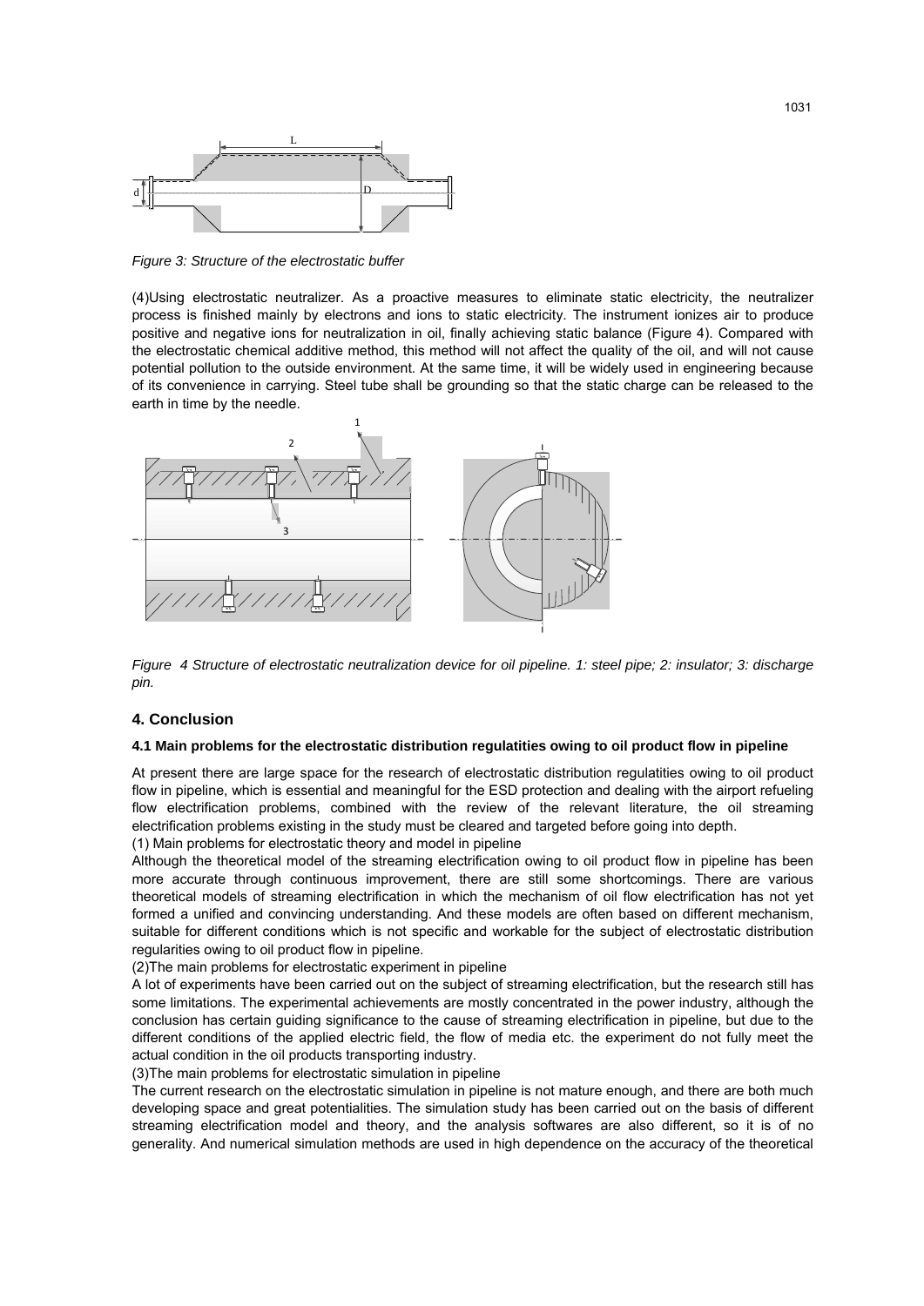*Figure 3: Structure of the electrostatic buffer*

(4)Using electrostatic neutralizer. As a proactive measures to eliminate static electricity, the neutralizer process is finished mainly by electrons and ions to static electricity. The instrument ionizes air to produce positive and negative ions for neutralization in oil, finally achieving static balance (Figure 4). Compared with the electrostatic chemical additive method, this method will not affect the quality of the oil, and will not cause potential pollution to the outside environment. At the same time, it will be widely used in engineering because of its convenience in carrying. Steel tube shall be grounding so that the static charge can be released to the earth in time by the needle.

*Figure 4 Structure of electrostatic neutralization device for oil pipeline. 1: steel pipe; 2: insulator; 3: discharge pin.*

## 4. Conclusion

### 4.1 Main problems for the electrostatic distribution regulatities owing to oil product flow in pipeline

At present there are large space for the research of electrostatic distribution regulatities owing to oil product flow in pipeline, which is essential and meaningful for the ESD protection and dealing with the airport refueling flow electrification problems, combined with the review of the relevant literature, the oil streaming electrification problems existing in the study must be cleared and targeted before going into depth.

(1) Main problems for electrostatic theory and model in pipeline

Although the theoretical model of the streaming electrification owing to oil product flow in pipeline has been more accurate through continuous improvement, there are still some shortcomings. There are various theoretical models of streaming electrification in which the mechanism of oil flow electrification has not yet formed a unified and convincing understanding. And these models are often based on different mechanism, suitable for different conditions which is not specific and workable for the subject of electrostatic distribution regularities owing to oil product flow in pipeline.

(2)The main problems for electrostatic experiment in pipeline

A lot of experiments have been carried out on the subject of streaming electrification, but the research still has some limitations. The experimental achievements are mostly concentrated in the power industry, although the conclusion has certain guiding significance to the cause of streaming electrification in pipeline, but due to the different conditions of the applied electric field, the flow of media etc. the experiment do not fully meet the actual condition in the oil products transporting industry.

(3)The main problems for electrostatic simulation in pipeline

The current research on the electrostatic simulation in pipeline is not mature enough, and there are both much developing space and great potentialities. The simulation study has been carried out on the basis of different streaming electrification model and theory, and the analysis softwares are also different, so it is of no generality. And numerical simulation methods are used in high dependence on the accuracy of the theoretical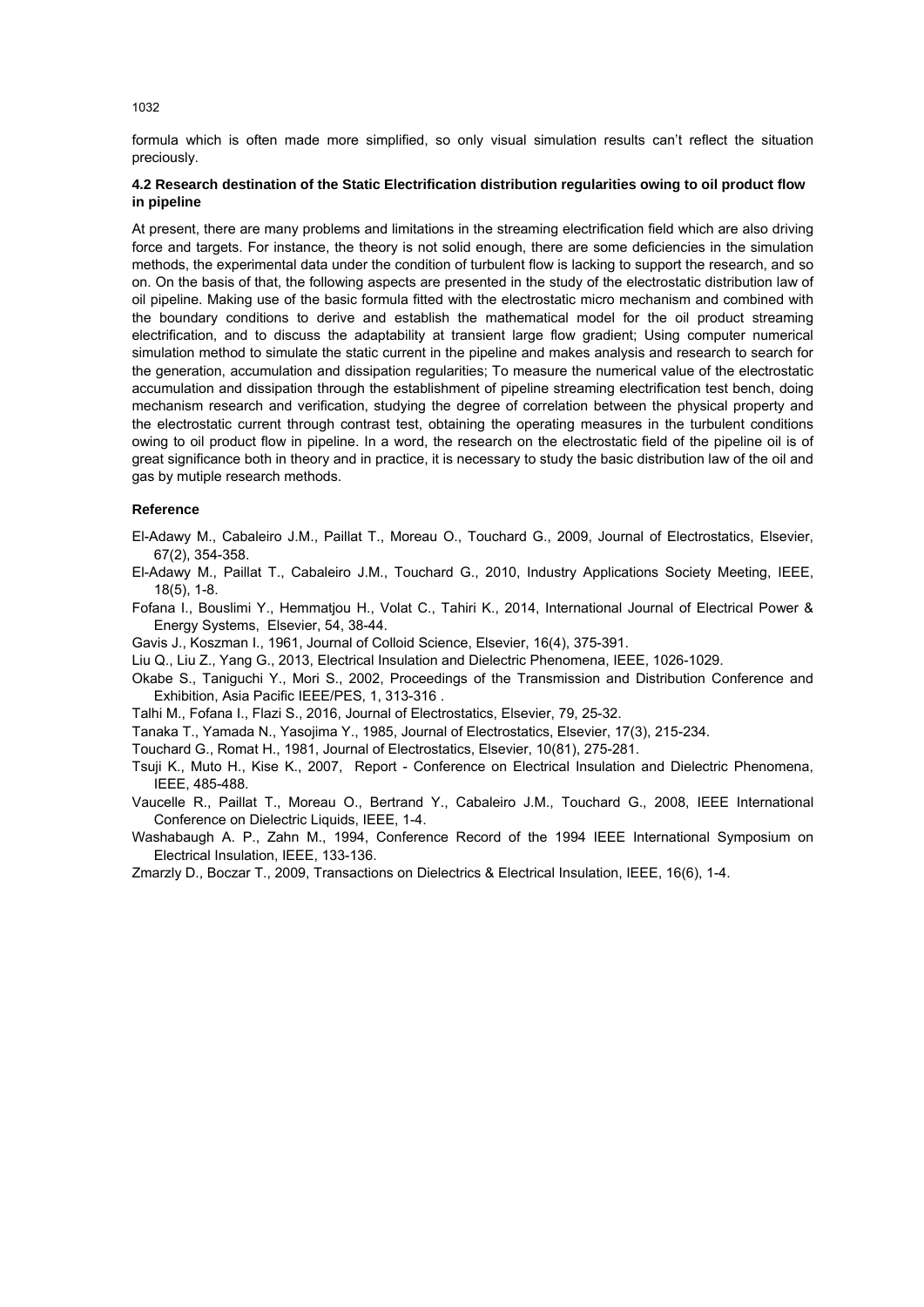formula which is often made more simplified, so only visual simulation results can't reflect the situation preciously.

### 4.2 Research destination of the Static Electrification distribution regularities owing to oil product flow in pipeline

At present, there are many problems and limitations in the streaming electrification field which are also driving force and targets. For instance, the theory is not solid enough, there are some deficiencies in the simulation methods, the experimental data under the condition of turbulent flow is lacking to support the research, and so on. On the basis of that, the following aspects are presented in the study of the electrostatic distribution law of oil pipeline. Making use of the basic formula fitted with the electrostatic micro mechanism and combined with the boundary conditions to derive and establish the mathematical model for the oil product streaming electrification, and to discuss the adaptability at transient large flow gradient; Using computer numerical simulation method to simulate the static current in the pipeline and makes analysis and research to search for the generation, accumulation and dissipation regularities; To measure the numerical value of the electrostatic accumulation and dissipation through the establishment of pipeline streaming electrification test bench, doing mechanism research and verification, studying the degree of correlation between the physical property and the electrostatic current through contrast test, obtaining the operating measures in the turbulent conditions owing to oil product flow in pipeline. In a word, the research on the electrostatic field of the pipeline oil is of great significance both in theory and in practice, it is necessary to study the basic distribution law of the oil and gas by mutiple research methods.

## Reference

El-Adawy M., Cabaleiro J.M., Paillat T., Moreau O., Touchard G., 2009, Journal of Electrostatics, Elsevier, 67(2), 354-358.

El-Adawy M., Paillat T., Cabaleiro J.M., Touchard G., 2010, Industry Applications Society Meeting, IEEE, 18(5), 1-8.

Fofana I., Bouslimi Y., Hemmatjou H., Volat C., Tahiri K., 2014, International Journal of Electrical Power & Energy Systems, Elsevier, 54, 38-44.

Gavis J., Koszman I., 1961, Journal of Colloid Science, Elsevier, 16(4), 375-391.

Liu Q., Liu Z., Yang G., 2013, Electrical Insulation and Dielectric Phenomena, IEEE, 1026-1029.

Okabe S., Taniguchi Y., Mori S., 2002, Proceedings of the Transmission and Distribution Conference and Exhibition, Asia Pacific IEEE/PES, 1, 313-316 .

Talhi M., Fofana I., Flazi S., 2016, Journal of Electrostatics, Elsevier, 79, 25-32.

Tanaka T., Yamada N., Yasojima Y., 1985, Journal of Electrostatics, Elsevier, 17(3), 215-234.

Touchard G., Romat H., 1981, Journal of Electrostatics, Elsevier, 10(81), 275-281.

Tsuji K., Muto H., Kise K., 2007, Report - Conference on Electrical Insulation and Dielectric Phenomena, IEEE, 485-488.

Vaucelle R., Paillat T., Moreau O., Bertrand Y., Cabaleiro J.M., Touchard G., 2008, IEEE International Conference on Dielectric Liquids, IEEE, 1-4.

Washabaugh A. P., Zahn M., 1994, Conference Record of the 1994 IEEE International Symposium on Electrical Insulation, IEEE, 133-136.

Zmarzly D., Boczar T., 2009, Transactions on Dielectrics & Electrical Insulation, IEEE, 16(6), 1-4.